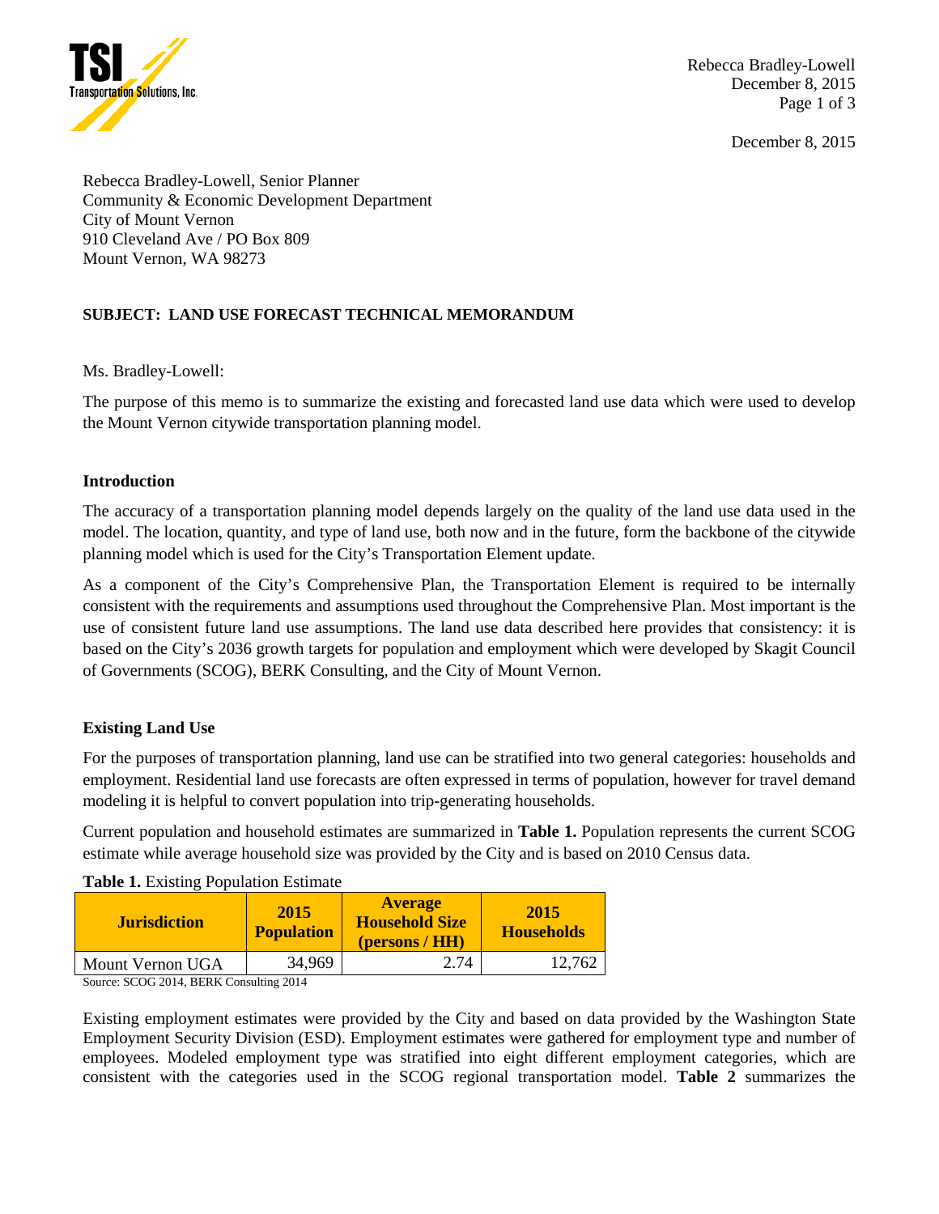December 8, 2015

Rebecca Bradley-Lowell, Senior Planner
Community & Economic Development Department
City of Mount Vernon
910 Cleveland Ave / PO Box 809
Mount Vernon, WA 98273

**SUBJECT: LAND USE FORECAST TECHNICAL MEMORANDUM**

Ms. Bradley-Lowell:

The purpose of this memo is to summarize the existing and forecasted land use data which were used to develop the Mount Vernon citywide transportation planning model.

## Introduction

The accuracy of a transportation planning model depends largely on the quality of the land use data used in the model. The location, quantity, and type of land use, both now and in the future, form the backbone of the citywide planning model which is used for the City's Transportation Element update.

As a component of the City's Comprehensive Plan, the Transportation Element is required to be internally consistent with the requirements and assumptions used throughout the Comprehensive Plan. Most important is the use of consistent future land use assumptions. The land use data described here provides that consistency: it is based on the City's 2036 growth targets for population and employment which were developed by Skagit Council of Governments (SCOG), BERK Consulting, and the City of Mount Vernon.

## Existing Land Use

For the purposes of transportation planning, land use can be stratified into two general categories: households and employment. Residential land use forecasts are often expressed in terms of population, however for travel demand modeling it is helpful to convert population into trip-generating households.

Current population and household estimates are summarized in **Table 1.** Population represents the current SCOG estimate while average household size was provided by the City and is based on 2010 Census data.

**Table 1.** Existing Population Estimate

| Jurisdiction | 2015 Population | Average Household Size (persons / HH) | 2015 Households |
|---|---|---|---|
| Mount Vernon UGA | 34,969 | 2.74 | 12,762 |

Source: SCOG 2014, BERK Consulting 2014

Existing employment estimates were provided by the City and based on data provided by the Washington State Employment Security Division (ESD). Employment estimates were gathered for employment type and number of employees. Modeled employment type was stratified into eight different employment categories, which are consistent with the categories used in the SCOG regional transportation model. **Table 2** summarizes the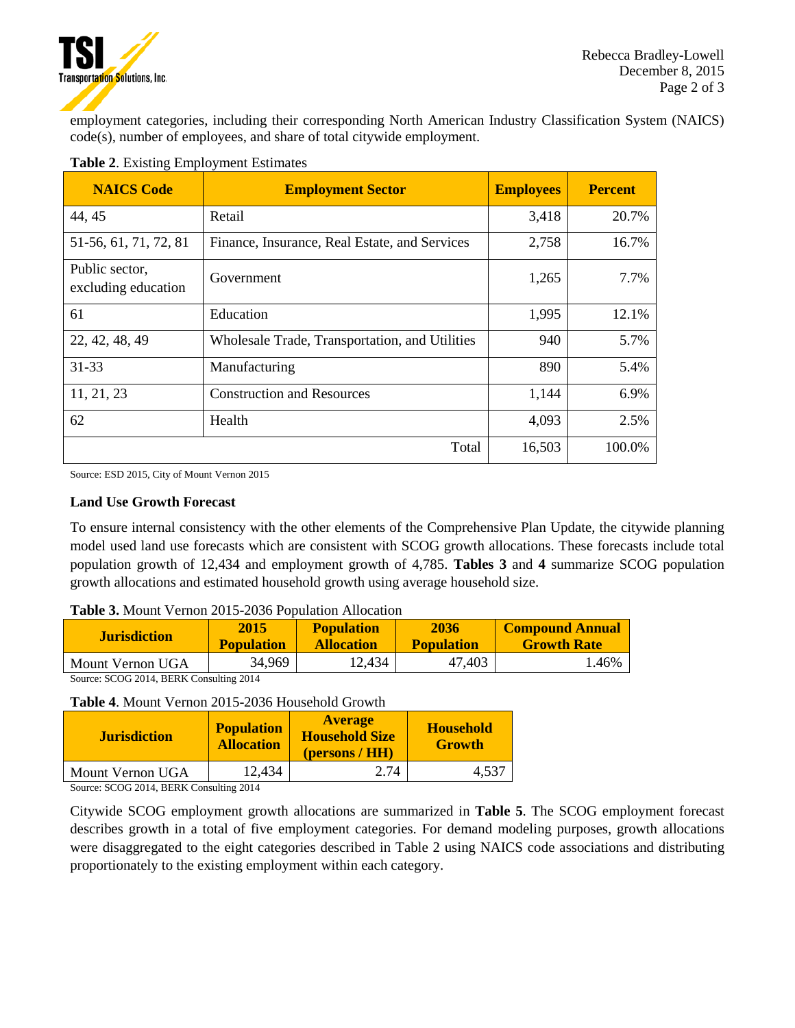employment categories, including their corresponding North American Industry Classification System (NAICS) code(s), number of employees, and share of total citywide employment.

**Table 2**. Existing Employment Estimates

| NAICS Code | Employment Sector | Employees | Percent |
|---|---|---|---|
| 44, 45 | Retail | 3,418 | 20.7% |
| 51-56, 61, 71, 72, 81 | Finance, Insurance, Real Estate, and Services | 2,758 | 16.7% |
| Public sector, excluding education | Government | 1,265 | 7.7% |
| 61 | Education | 1,995 | 12.1% |
| 22, 42, 48, 49 | Wholesale Trade, Transportation, and Utilities | 940 | 5.7% |
| 31-33 | Manufacturing | 890 | 5.4% |
| 11, 21, 23 | Construction and Resources | 1,144 | 6.9% |
| 62 | Health | 4,093 | 2.5% |
| | Total | 16,503 | 100.0% |

Source: ESD 2015, City of Mount Vernon 2015

**Land Use Growth Forecast**

To ensure internal consistency with the other elements of the Comprehensive Plan Update, the citywide planning model used land use forecasts which are consistent with SCOG growth allocations. These forecasts include total population growth of 12,434 and employment growth of 4,785. **Tables 3** and **4** summarize SCOG population growth allocations and estimated household growth using average household size.

**Table 3.** Mount Vernon 2015-2036 Population Allocation

| Jurisdiction | 2015 Population | Population Allocation | 2036 Population | Compound Annual Growth Rate |
|---|---|---|---|---|
| Mount Vernon UGA | 34,969 | 12,434 | 47,403 | 1.46% |

Source: SCOG 2014, BERK Consulting 2014

**Table 4**. Mount Vernon 2015-2036 Household Growth

| Jurisdiction | Population Allocation | Average Household Size (persons / HH) | Household Growth |
|---|---|---|---|
| Mount Vernon UGA | 12,434 | 2.74 | 4,537 |

Source: SCOG 2014, BERK Consulting 2014

Citywide SCOG employment growth allocations are summarized in **Table 5**. The SCOG employment forecast describes growth in a total of five employment categories. For demand modeling purposes, growth allocations were disaggregated to the eight categories described in Table 2 using NAICS code associations and distributing proportionately to the existing employment within each category.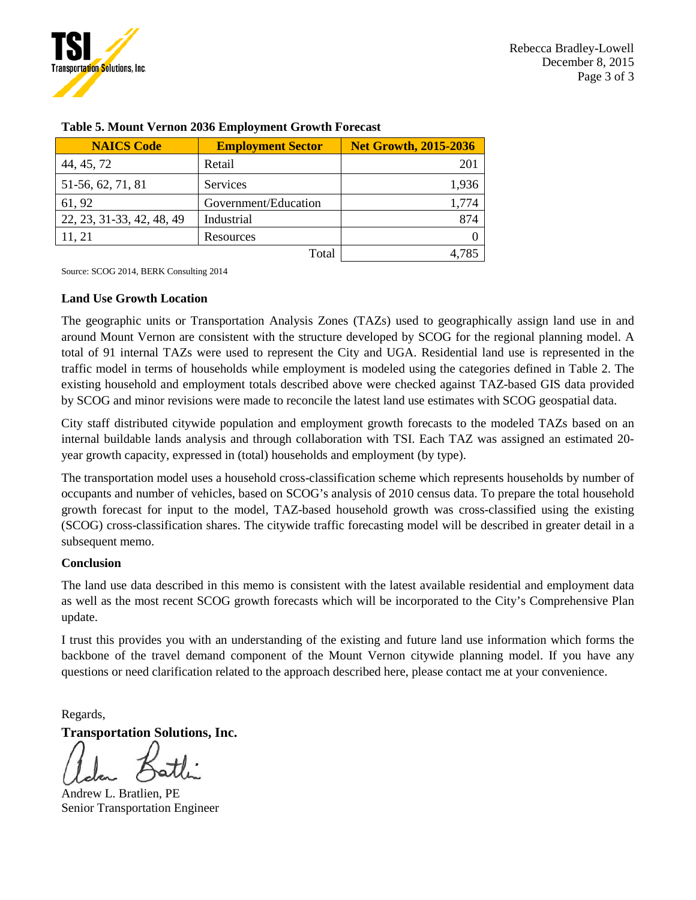**Table 5. Mount Vernon 2036 Employment Growth Forecast**

| NAICS Code | Employment Sector | Net Growth, 2015-2036 |
|---|---|---|
| 44, 45, 72 | Retail | 201 |
| 51-56, 62, 71, 81 | Services | 1,936 |
| 61, 92 | Government/Education | 1,774 |
| 22, 23, 31-33, 42, 48, 49 | Industrial | 874 |
| 11, 21 | Resources | 0 |
| | Total | 4,785 |

Source: SCOG 2014, BERK Consulting 2014

**Land Use Growth Location**

The geographic units or Transportation Analysis Zones (TAZs) used to geographically assign land use in and around Mount Vernon are consistent with the structure developed by SCOG for the regional planning model. A total of 91 internal TAZs were used to represent the City and UGA. Residential land use is represented in the traffic model in terms of households while employment is modeled using the categories defined in Table 2. The existing household and employment totals described above were checked against TAZ-based GIS data provided by SCOG and minor revisions were made to reconcile the latest land use estimates with SCOG geospatial data.

City staff distributed citywide population and employment growth forecasts to the modeled TAZs based on an internal buildable lands analysis and through collaboration with TSI. Each TAZ was assigned an estimated 20-year growth capacity, expressed in (total) households and employment (by type).

The transportation model uses a household cross-classification scheme which represents households by number of occupants and number of vehicles, based on SCOG's analysis of 2010 census data. To prepare the total household growth forecast for input to the model, TAZ-based household growth was cross-classified using the existing (SCOG) cross-classification shares. The citywide traffic forecasting model will be described in greater detail in a subsequent memo.

**Conclusion**

The land use data described in this memo is consistent with the latest available residential and employment data as well as the most recent SCOG growth forecasts which will be incorporated to the City's Comprehensive Plan update.

I trust this provides you with an understanding of the existing and future land use information which forms the backbone of the travel demand component of the Mount Vernon citywide planning model. If you have any questions or need clarification related to the approach described here, please contact me at your convenience.

Regards,

**Transportation Solutions, Inc.**

Andrew L. Bratlien, PE
Senior Transportation Engineer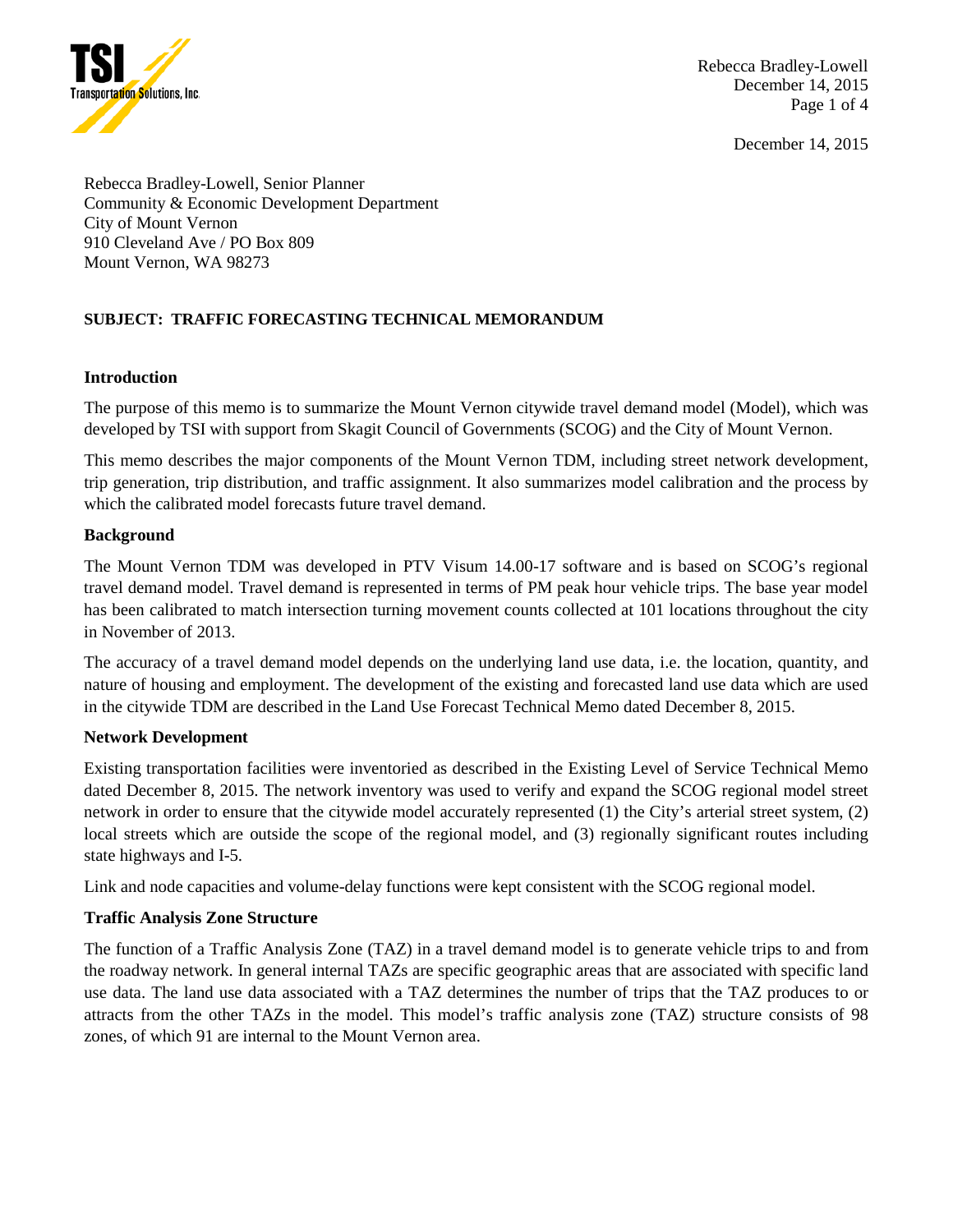December 14, 2015

Rebecca Bradley-Lowell, Senior Planner
Community & Economic Development Department
City of Mount Vernon
910 Cleveland Ave / PO Box 809
Mount Vernon, WA 98273

**SUBJECT: TRAFFIC FORECASTING TECHNICAL MEMORANDUM**

## Introduction

The purpose of this memo is to summarize the Mount Vernon citywide travel demand model (Model), which was developed by TSI with support from Skagit Council of Governments (SCOG) and the City of Mount Vernon.

This memo describes the major components of the Mount Vernon TDM, including street network development, trip generation, trip distribution, and traffic assignment. It also summarizes model calibration and the process by which the calibrated model forecasts future travel demand.

## Background

The Mount Vernon TDM was developed in PTV Visum 14.00-17 software and is based on SCOG's regional travel demand model. Travel demand is represented in terms of PM peak hour vehicle trips. The base year model has been calibrated to match intersection turning movement counts collected at 101 locations throughout the city in November of 2013.

The accuracy of a travel demand model depends on the underlying land use data, i.e. the location, quantity, and nature of housing and employment. The development of the existing and forecasted land use data which are used in the citywide TDM are described in the Land Use Forecast Technical Memo dated December 8, 2015.

## Network Development

Existing transportation facilities were inventoried as described in the Existing Level of Service Technical Memo dated December 8, 2015. The network inventory was used to verify and expand the SCOG regional model street network in order to ensure that the citywide model accurately represented (1) the City's arterial street system, (2) local streets which are outside the scope of the regional model, and (3) regionally significant routes including state highways and I-5.

Link and node capacities and volume-delay functions were kept consistent with the SCOG regional model.

## Traffic Analysis Zone Structure

The function of a Traffic Analysis Zone (TAZ) in a travel demand model is to generate vehicle trips to and from the roadway network. In general internal TAZs are specific geographic areas that are associated with specific land use data. The land use data associated with a TAZ determines the number of trips that the TAZ produces to or attracts from the other TAZs in the model. This model's traffic analysis zone (TAZ) structure consists of 98 zones, of which 91 are internal to the Mount Vernon area.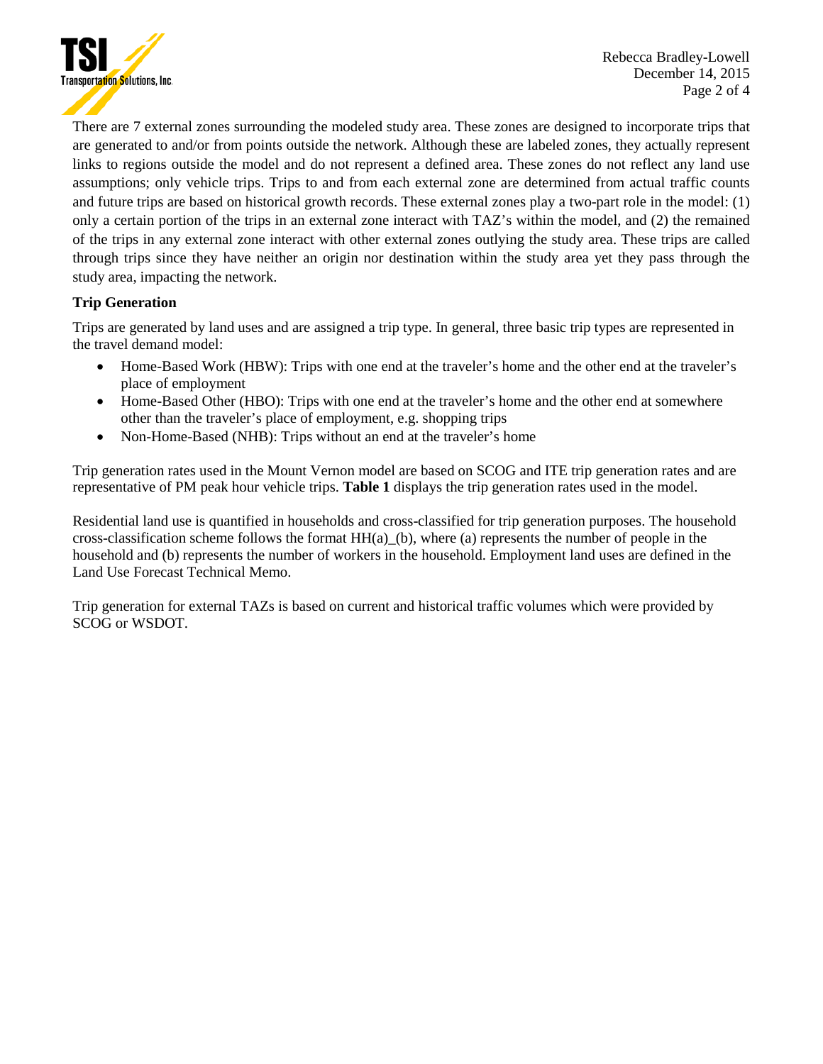There are 7 external zones surrounding the modeled study area. These zones are designed to incorporate trips that are generated to and/or from points outside the network. Although these are labeled zones, they actually represent links to regions outside the model and do not represent a defined area. These zones do not reflect any land use assumptions; only vehicle trips. Trips to and from each external zone are determined from actual traffic counts and future trips are based on historical growth records. These external zones play a two-part role in the model: (1) only a certain portion of the trips in an external zone interact with TAZ's within the model, and (2) the remained of the trips in any external zone interact with other external zones outlying the study area. These trips are called through trips since they have neither an origin nor destination within the study area yet they pass through the study area, impacting the network.

### Trip Generation

Trips are generated by land uses and are assigned a trip type. In general, three basic trip types are represented in the travel demand model:

- Home-Based Work (HBW): Trips with one end at the traveler's home and the other end at the traveler's place of employment
- Home-Based Other (HBO): Trips with one end at the traveler's home and the other end at somewhere other than the traveler's place of employment, e.g. shopping trips
- Non-Home-Based (NHB): Trips without an end at the traveler's home

Trip generation rates used in the Mount Vernon model are based on SCOG and ITE trip generation rates and are representative of PM peak hour vehicle trips. **Table 1** displays the trip generation rates used in the model.

Residential land use is quantified in households and cross-classified for trip generation purposes. The household cross-classification scheme follows the format HH(a)_(b), where (a) represents the number of people in the household and (b) represents the number of workers in the household. Employment land uses are defined in the Land Use Forecast Technical Memo.

Trip generation for external TAZs is based on current and historical traffic volumes which were provided by SCOG or WSDOT.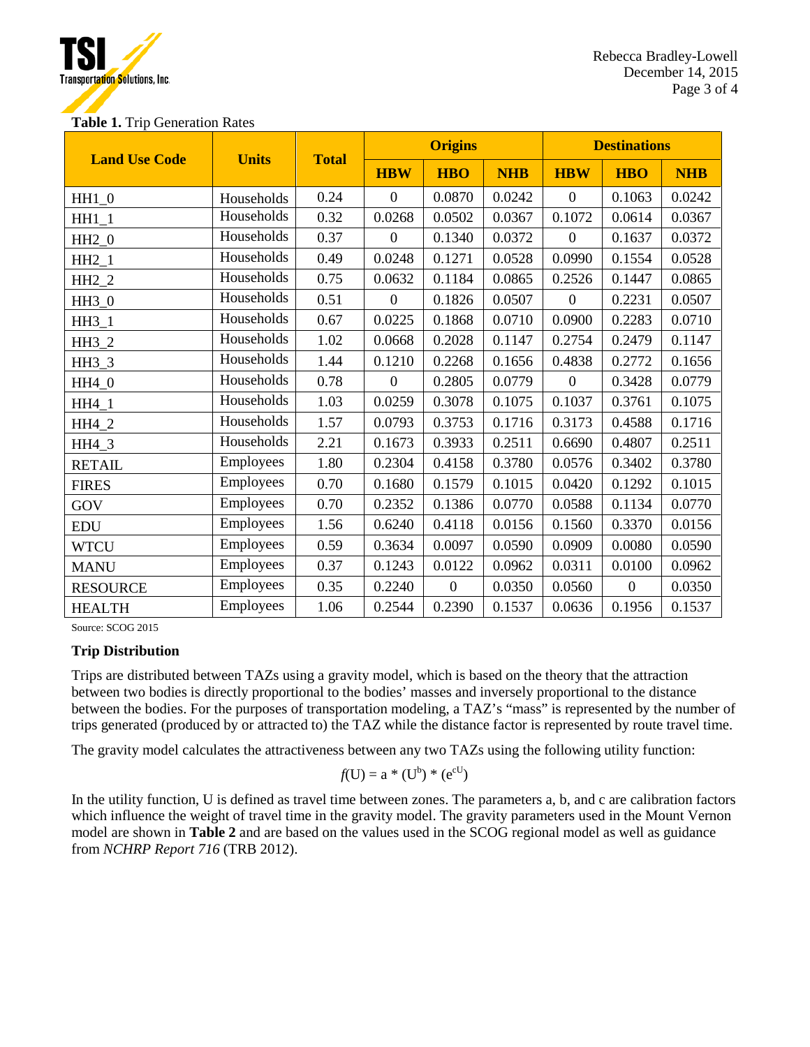**Table 1.** Trip Generation Rates

| Land Use Code | Units | Total | Origins | | | Destinations | | |
|---|---|---|---|---|---|---|---|---|
| | | | HBW | HBO | NHB | HBW | HBO | NHB |
| HH1_0 | Households | 0.24 | 0 | 0.0870 | 0.0242 | 0 | 0.1063 | 0.0242 |
| HH1_1 | Households | 0.32 | 0.0268 | 0.0502 | 0.0367 | 0.1072 | 0.0614 | 0.0367 |
| HH2_0 | Households | 0.37 | 0 | 0.1340 | 0.0372 | 0 | 0.1637 | 0.0372 |
| HH2_1 | Households | 0.49 | 0.0248 | 0.1271 | 0.0528 | 0.0990 | 0.1554 | 0.0528 |
| HH2_2 | Households | 0.75 | 0.0632 | 0.1184 | 0.0865 | 0.2526 | 0.1447 | 0.0865 |
| HH3_0 | Households | 0.51 | 0 | 0.1826 | 0.0507 | 0 | 0.2231 | 0.0507 |
| HH3_1 | Households | 0.67 | 0.0225 | 0.1868 | 0.0710 | 0.0900 | 0.2283 | 0.0710 |
| HH3_2 | Households | 1.02 | 0.0668 | 0.2028 | 0.1147 | 0.2754 | 0.2479 | 0.1147 |
| HH3_3 | Households | 1.44 | 0.1210 | 0.2268 | 0.1656 | 0.4838 | 0.2772 | 0.1656 |
| HH4_0 | Households | 0.78 | 0 | 0.2805 | 0.0779 | 0 | 0.3428 | 0.0779 |
| HH4_1 | Households | 1.03 | 0.0259 | 0.3078 | 0.1075 | 0.1037 | 0.3761 | 0.1075 |
| HH4_2 | Households | 1.57 | 0.0793 | 0.3753 | 0.1716 | 0.3173 | 0.4588 | 0.1716 |
| HH4_3 | Households | 2.21 | 0.1673 | 0.3933 | 0.2511 | 0.6690 | 0.4807 | 0.2511 |
| RETAIL | Employees | 1.80 | 0.2304 | 0.4158 | 0.3780 | 0.0576 | 0.3402 | 0.3780 |
| FIRES | Employees | 0.70 | 0.1680 | 0.1579 | 0.1015 | 0.0420 | 0.1292 | 0.1015 |
| GOV | Employees | 0.70 | 0.2352 | 0.1386 | 0.0770 | 0.0588 | 0.1134 | 0.0770 |
| EDU | Employees | 1.56 | 0.6240 | 0.4118 | 0.0156 | 0.1560 | 0.3370 | 0.0156 |
| WTCU | Employees | 0.59 | 0.3634 | 0.0097 | 0.0590 | 0.0909 | 0.0080 | 0.0590 |
| MANU | Employees | 0.37 | 0.1243 | 0.0122 | 0.0962 | 0.0311 | 0.0100 | 0.0962 |
| RESOURCE | Employees | 0.35 | 0.2240 | 0 | 0.0350 | 0.0560 | 0 | 0.0350 |
| HEALTH | Employees | 1.06 | 0.2544 | 0.2390 | 0.1537 | 0.0636 | 0.1956 | 0.1537 |

Source: SCOG 2015

### Trip Distribution

Trips are distributed between TAZs using a gravity model, which is based on the theory that the attraction between two bodies is directly proportional to the bodies' masses and inversely proportional to the distance between the bodies. For the purposes of transportation modeling, a TAZ's "mass" is represented by the number of trips generated (produced by or attracted to) the TAZ while the distance factor is represented by route travel time.

The gravity model calculates the attractiveness between any two TAZs using the following utility function:

$$f(U) = a * (U^b) * (e^{cU})$$

In the utility function, U is defined as travel time between zones. The parameters a, b, and c are calibration factors which influence the weight of travel time in the gravity model. The gravity parameters used in the Mount Vernon model are shown in **Table 2** and are based on the values used in the SCOG regional model as well as guidance from *NCHRP Report 716* (TRB 2012).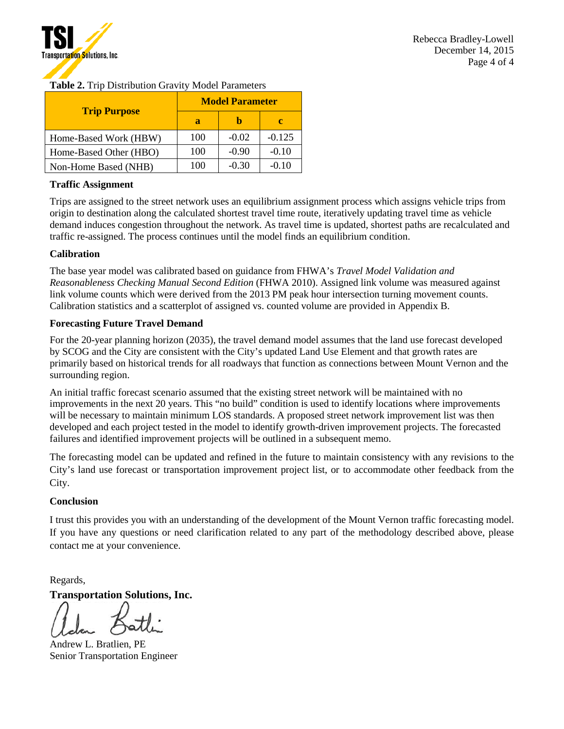**Table 2.** Trip Distribution Gravity Model Parameters

| Trip Purpose | Model Parameter | | |
|---|---|---|---|
| | a | b | c |
| Home-Based Work (HBW) | 100 | -0.02 | -0.125 |
| Home-Based Other (HBO) | 100 | -0.90 | -0.10 |
| Non-Home Based (NHB) | 100 | -0.30 | -0.10 |

### Traffic Assignment

Trips are assigned to the street network uses an equilibrium assignment process which assigns vehicle trips from origin to destination along the calculated shortest travel time route, iteratively updating travel time as vehicle demand induces congestion throughout the network. As travel time is updated, shortest paths are recalculated and traffic re-assigned. The process continues until the model finds an equilibrium condition.

### Calibration

The base year model was calibrated based on guidance from FHWA's *Travel Model Validation and Reasonableness Checking Manual Second Edition* (FHWA 2010). Assigned link volume was measured against link volume counts which were derived from the 2013 PM peak hour intersection turning movement counts. Calibration statistics and a scatterplot of assigned vs. counted volume are provided in Appendix B.

### Forecasting Future Travel Demand

For the 20-year planning horizon (2035), the travel demand model assumes that the land use forecast developed by SCOG and the City are consistent with the City's updated Land Use Element and that growth rates are primarily based on historical trends for all roadways that function as connections between Mount Vernon and the surrounding region.

An initial traffic forecast scenario assumed that the existing street network will be maintained with no improvements in the next 20 years. This "no build" condition is used to identify locations where improvements will be necessary to maintain minimum LOS standards. A proposed street network improvement list was then developed and each project tested in the model to identify growth-driven improvement projects. The forecasted failures and identified improvement projects will be outlined in a subsequent memo.

The forecasting model can be updated and refined in the future to maintain consistency with any revisions to the City's land use forecast or transportation improvement project list, or to accommodate other feedback from the City.

### Conclusion

I trust this provides you with an understanding of the development of the Mount Vernon traffic forecasting model. If you have any questions or need clarification related to any part of the methodology described above, please contact me at your convenience.

Regards,

**Transportation Solutions, Inc.**

Andrew L. Bratlien, PE
Senior Transportation Engineer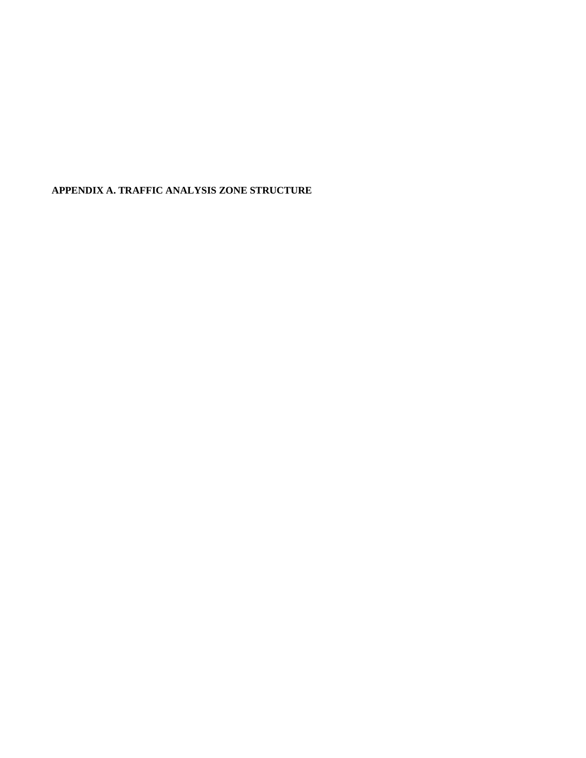**APPENDIX A. TRAFFIC ANALYSIS ZONE STRUCTURE**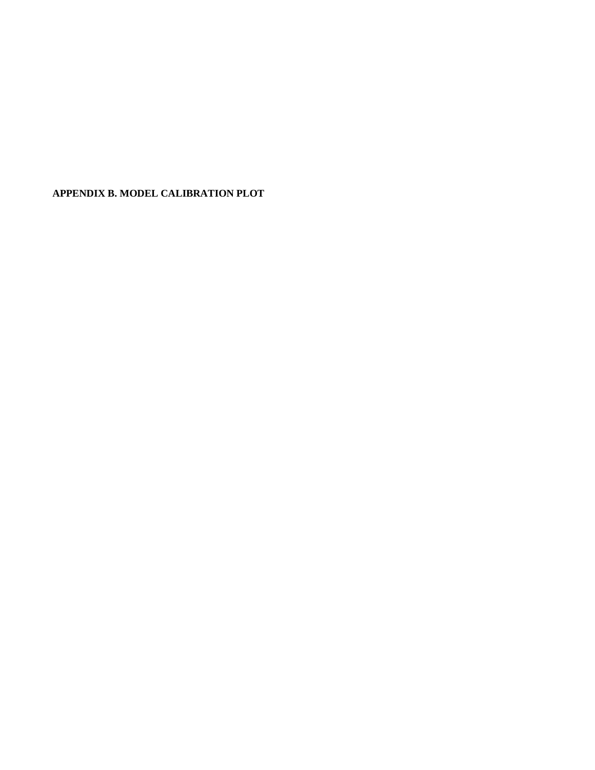**APPENDIX B. MODEL CALIBRATION PLOT**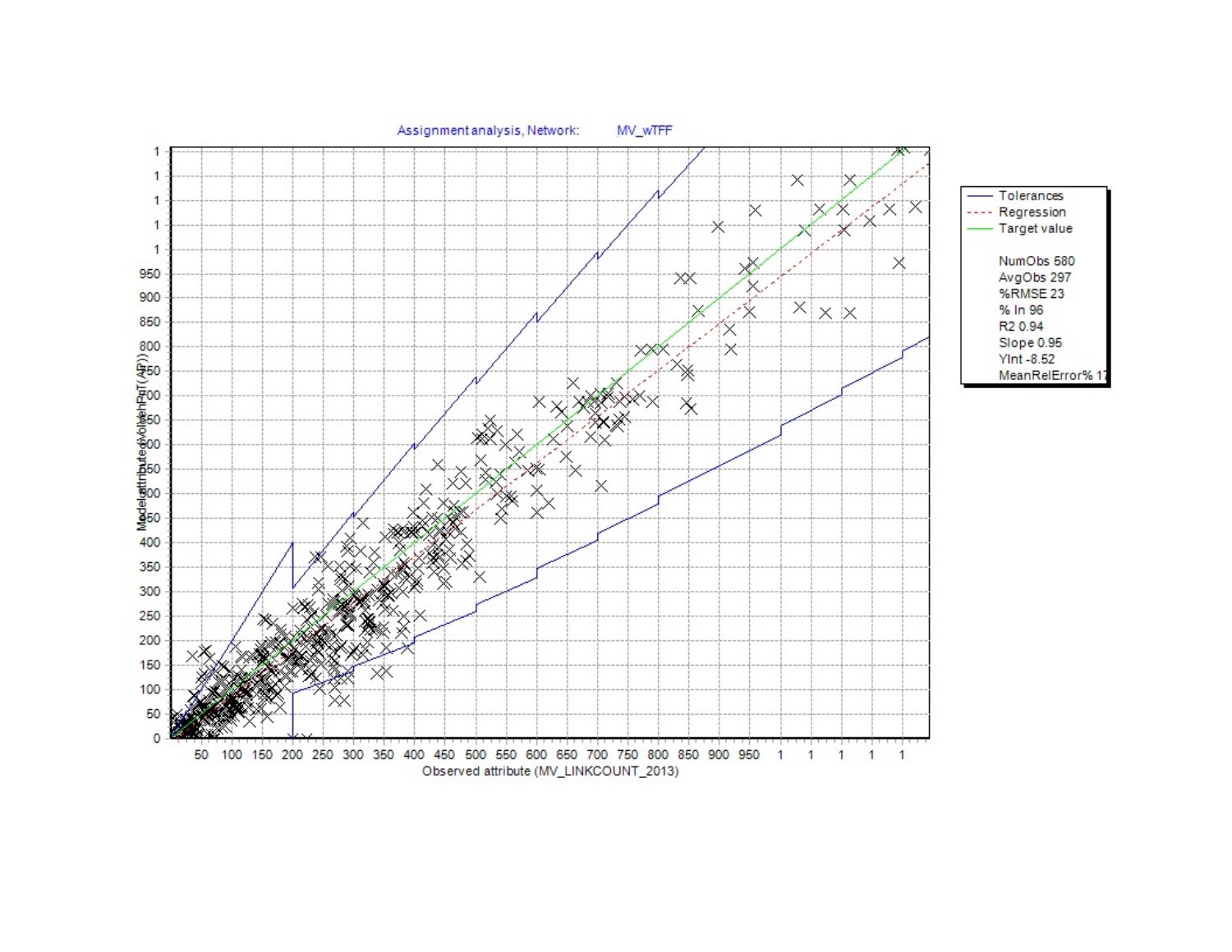Assignment analysis, Network: MV_wTFF

Observed attribute (MV_LINKCOUNT_2013)

Model attribute (volume PrT(AP))

- Tolerances
- Regression
- Target value

NumObs 580
AvgObs 297
%RMSE 23
% In 96
R2 0.94
Slope 0.95
YInt -8.52
MeanRelError% 17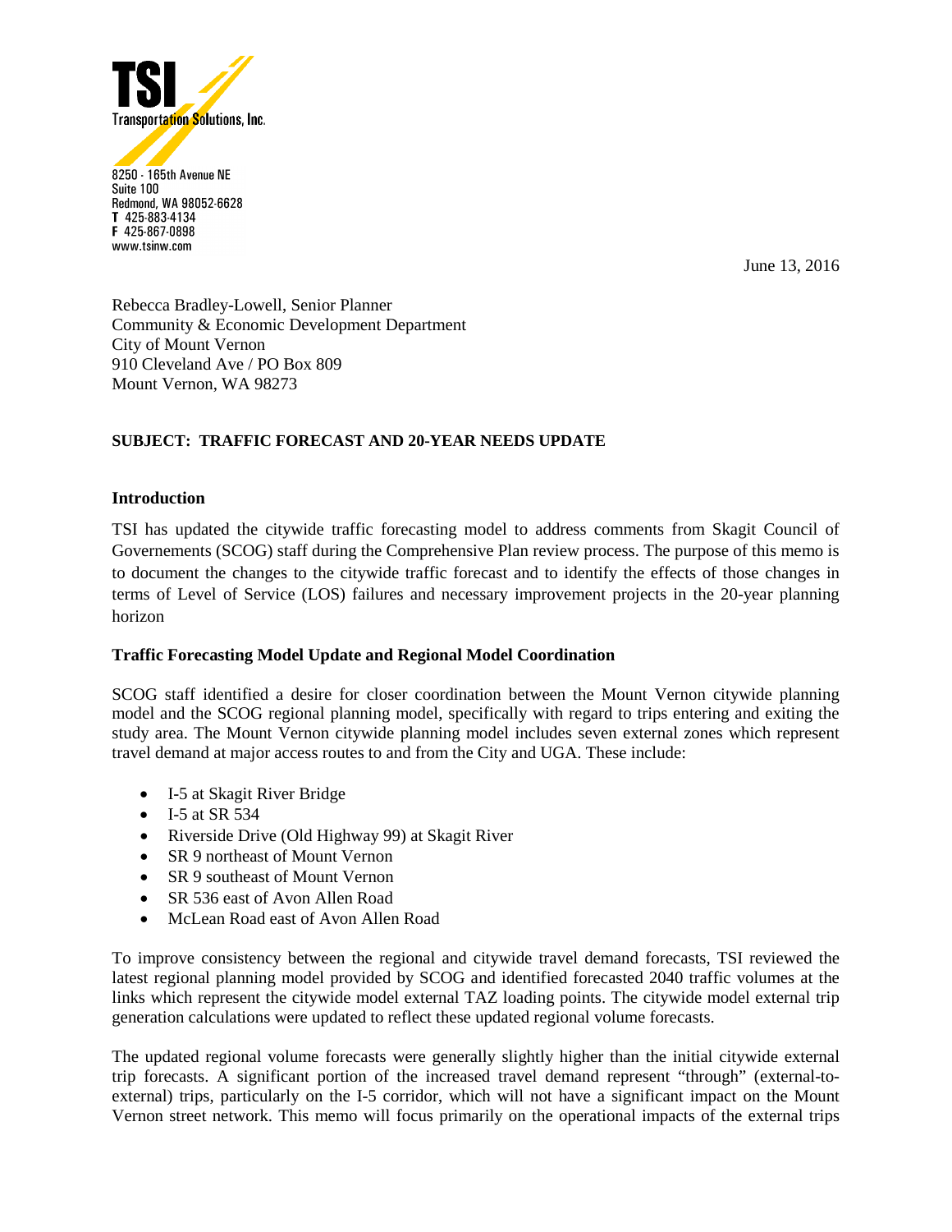TSI

Transportation Solutions, Inc.

8250 - 165th Avenue NE
Suite 100
Redmond, WA 98052-6628
T 425-883-4134
F 425-867-0898
www.tsinw.com

June 13, 2016

Rebecca Bradley-Lowell, Senior Planner
Community & Economic Development Department
City of Mount Vernon
910 Cleveland Ave / PO Box 809
Mount Vernon, WA 98273

**SUBJECT: TRAFFIC FORECAST AND 20-YEAR NEEDS UPDATE**

**Introduction**

TSI has updated the citywide traffic forecasting model to address comments from Skagit Council of Governements (SCOG) staff during the Comprehensive Plan review process. The purpose of this memo is to document the changes to the citywide traffic forecast and to identify the effects of those changes in terms of Level of Service (LOS) failures and necessary improvement projects in the 20-year planning horizon

**Traffic Forecasting Model Update and Regional Model Coordination**

SCOG staff identified a desire for closer coordination between the Mount Vernon citywide planning model and the SCOG regional planning model, specifically with regard to trips entering and exiting the study area. The Mount Vernon citywide planning model includes seven external zones which represent travel demand at major access routes to and from the City and UGA. These include:

- I-5 at Skagit River Bridge
- I-5 at SR 534
- Riverside Drive (Old Highway 99) at Skagit River
- SR 9 northeast of Mount Vernon
- SR 9 southeast of Mount Vernon
- SR 536 east of Avon Allen Road
- McLean Road east of Avon Allen Road

To improve consistency between the regional and citywide travel demand forecasts, TSI reviewed the latest regional planning model provided by SCOG and identified forecasted 2040 traffic volumes at the links which represent the citywide model external TAZ loading points. The citywide model external trip generation calculations were updated to reflect these updated regional volume forecasts.

The updated regional volume forecasts were generally slightly higher than the initial citywide external trip forecasts. A significant portion of the increased travel demand represent "through" (external-to-external) trips, particularly on the I-5 corridor, which will not have a significant impact on the Mount Vernon street network. This memo will focus primarily on the operational impacts of the external trips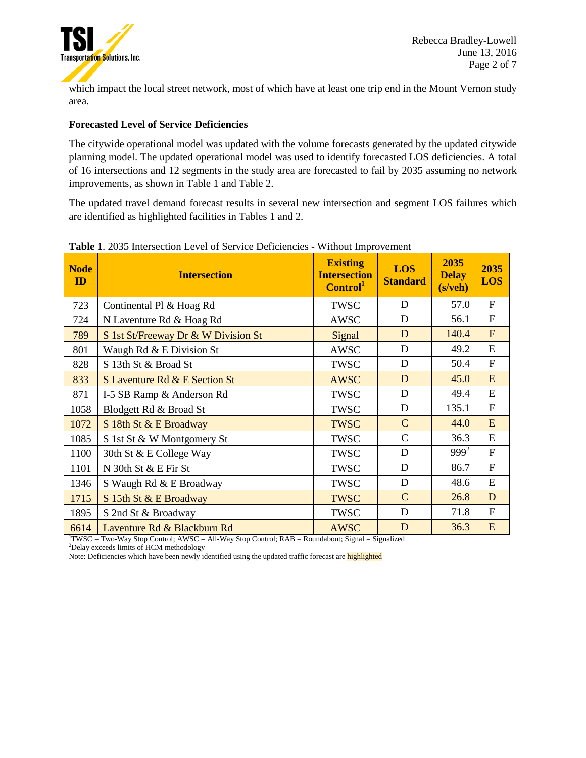which impact the local street network, most of which have at least one trip end in the Mount Vernon study area.

### Forecasted Level of Service Deficiencies

The citywide operational model was updated with the volume forecasts generated by the updated citywide planning model. The updated operational model was used to identify forecasted LOS deficiencies. A total of 16 intersections and 12 segments in the study area are forecasted to fail by 2035 assuming no network improvements, as shown in Table 1 and Table 2.

The updated travel demand forecast results in several new intersection and segment LOS failures which are identified as highlighted facilities in Tables 1 and 2.

**Table 1**. 2035 Intersection Level of Service Deficiencies - Without Improvement

| Node ID | Intersection | Existing Intersection Control[1] | LOS Standard | 2035 Delay (s/veh) | 2035 LOS |
|---|---|---|---|---|---|
| 723 | Continental Pl & Hoag Rd | TWSC | D | 57.0 | F |
| 724 | N Laventure Rd & Hoag Rd | AWSC | D | 56.1 | F |
| 789 | S 1st St/Freeway Dr & W Division St | Signal | D | 140.4 | F |
| 801 | Waugh Rd & E Division St | AWSC | D | 49.2 | E |
| 828 | S 13th St & Broad St | TWSC | D | 50.4 | F |
| 833 | S Laventure Rd & E Section St | AWSC | D | 45.0 | E |
| 871 | I-5 SB Ramp & Anderson Rd | TWSC | D | 49.4 | E |
| 1058 | Blodgett Rd & Broad St | TWSC | D | 135.1 | F |
| 1072 | S 18th St & E Broadway | TWSC | C | 44.0 | E |
| 1085 | S 1st St & W Montgomery St | TWSC | C | 36.3 | E |
| 1100 | 30th St & E College Way | TWSC | D | 999[2] | F |
| 1101 | N 30th St & E Fir St | TWSC | D | 86.7 | F |
| 1346 | S Waugh Rd & E Broadway | TWSC | D | 48.6 | E |
| 1715 | S 15th St & E Broadway | TWSC | C | 26.8 | D |
| 1895 | S 2nd St & Broadway | TWSC | D | 71.8 | F |
| 6614 | Laventure Rd & Blackburn Rd | AWSC | D | 36.3 | E |

[1]TWSC = Two-Way Stop Control; AWSC = All-Way Stop Control; RAB = Roundabout; Signal = Signalized
[2]Delay exceeds limits of HCM methodology
Note: Deficiencies which have been newly identified using the updated traffic forecast are highlighted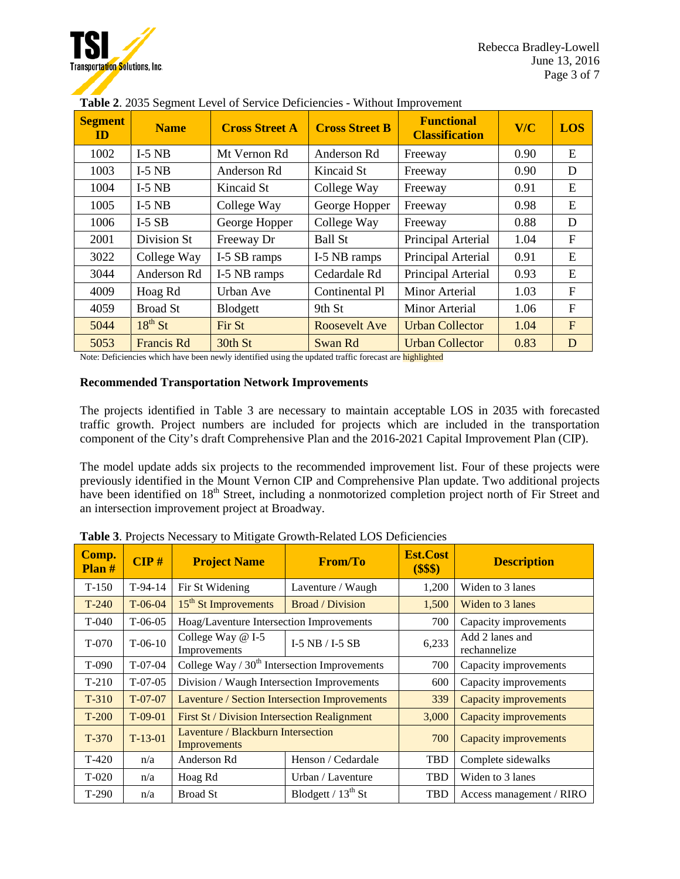**Table 2**. 2035 Segment Level of Service Deficiencies - Without Improvement

| Segment ID | Name | Cross Street A | Cross Street B | Functional Classification | V/C | LOS |
|---|---|---|---|---|---|---|
| 1002 | I-5 NB | Mt Vernon Rd | Anderson Rd | Freeway | 0.90 | E |
| 1003 | I-5 NB | Anderson Rd | Kincaid St | Freeway | 0.90 | D |
| 1004 | I-5 NB | Kincaid St | College Way | Freeway | 0.91 | E |
| 1005 | I-5 NB | College Way | George Hopper | Freeway | 0.98 | E |
| 1006 | I-5 SB | George Hopper | College Way | Freeway | 0.88 | D |
| 2001 | Division St | Freeway Dr | Ball St | Principal Arterial | 1.04 | F |
| 3022 | College Way | I-5 SB ramps | I-5 NB ramps | Principal Arterial | 0.91 | E |
| 3044 | Anderson Rd | I-5 NB ramps | Cedardale Rd | Principal Arterial | 0.93 | E |
| 4009 | Hoag Rd | Urban Ave | Continental Pl | Minor Arterial | 1.03 | F |
| 4059 | Broad St | Blodgett | 9th St | Minor Arterial | 1.06 | F |
| 5044 | 18th St | Fir St | Roosevelt Ave | Urban Collector | 1.04 | F |
| 5053 | Francis Rd | 30th St | Swan Rd | Urban Collector | 0.83 | D |

Note: Deficiencies which have been newly identified using the updated traffic forecast are highlighted

**Recommended Transportation Network Improvements**

The projects identified in Table 3 are necessary to maintain acceptable LOS in 2035 with forecasted traffic growth. Project numbers are included for projects which are included in the transportation component of the City's draft Comprehensive Plan and the 2016-2021 Capital Improvement Plan (CIP).

The model update adds six projects to the recommended improvement list. Four of these projects were previously identified in the Mount Vernon CIP and Comprehensive Plan update. Two additional projects have been identified on 18th Street, including a nonmotorized completion project north of Fir Street and an intersection improvement project at Broadway.

**Table 3**. Projects Necessary to Mitigate Growth-Related LOS Deficiencies

| Comp. Plan # | CIP # | Project Name | From/To | Est.Cost ($$$) | Description |
|---|---|---|---|---|---|
| T-150 | T-94-14 | Fir St Widening | Laventure / Waugh | 1,200 | Widen to 3 lanes |
| T-240 | T-06-04 | 15th St Improvements | Broad / Division | 1,500 | Widen to 3 lanes |
| T-040 | T-06-05 | Hoag/Laventure Intersection Improvements | | 700 | Capacity improvements |
| T-070 | T-06-10 | College Way @ I-5 Improvements | I-5 NB / I-5 SB | 6,233 | Add 2 lanes and rechannelize |
| T-090 | T-07-04 | College Way / 30th Intersection Improvements | | 700 | Capacity improvements |
| T-210 | T-07-05 | Division / Waugh Intersection Improvements | | 600 | Capacity improvements |
| T-310 | T-07-07 | Laventure / Section Intersection Improvements | | 339 | Capacity improvements |
| T-200 | T-09-01 | First St / Division Intersection Realignment | | 3,000 | Capacity improvements |
| T-370 | T-13-01 | Laventure / Blackburn Intersection Improvements | | 700 | Capacity improvements |
| T-420 | n/a | Anderson Rd | Henson / Cedardale | TBD | Complete sidewalks |
| T-020 | n/a | Hoag Rd | Urban / Laventure | TBD | Widen to 3 lanes |
| T-290 | n/a | Broad St | Blodgett / 13th St | TBD | Access management / RIRO |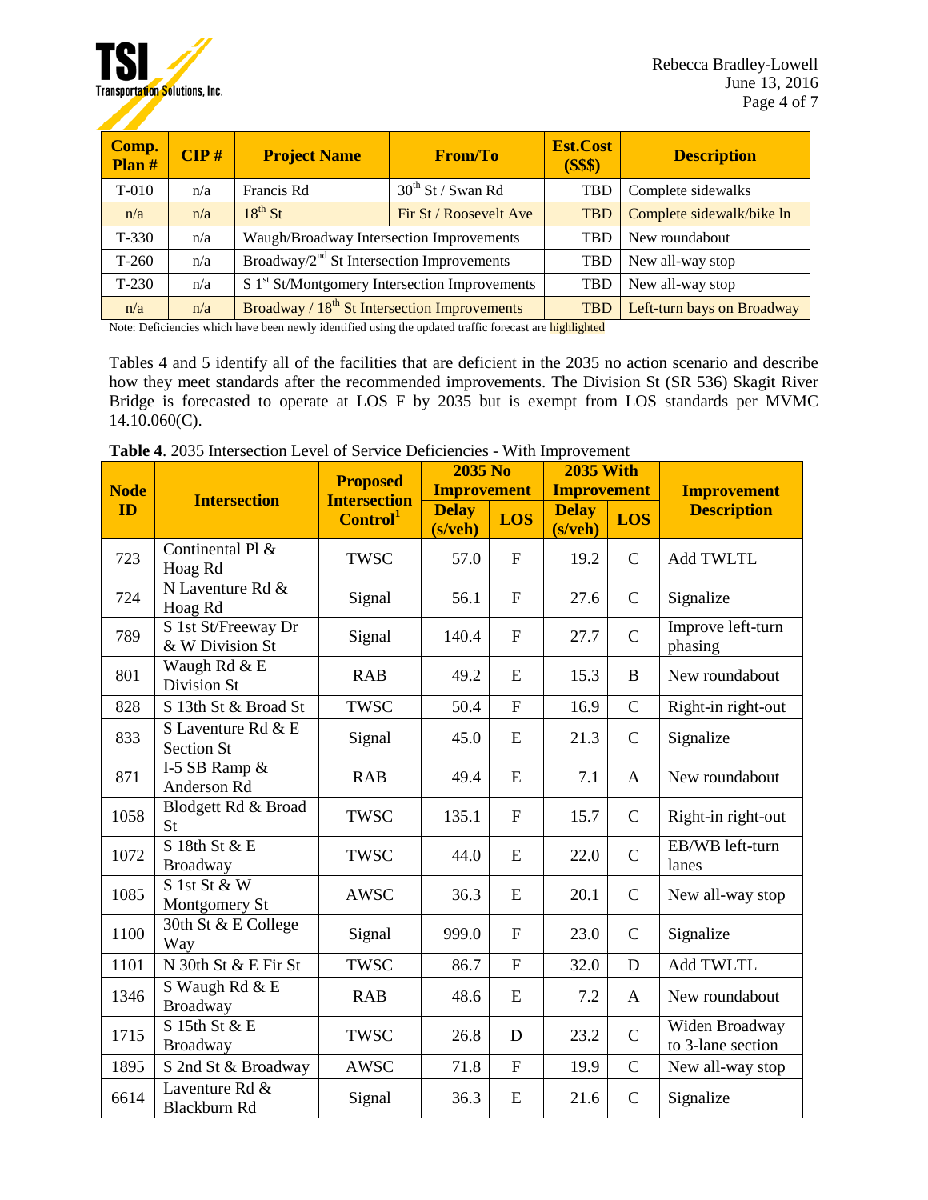| Comp. Plan # | CIP # | Project Name | From/To | Est.Cost ($$$) | Description |
|---|---|---|---|---|---|
| T-010 | n/a | Francis Rd | 30th St / Swan Rd | TBD | Complete sidewalks |
| n/a | n/a | 18th St | Fir St / Roosevelt Ave | TBD | Complete sidewalk/bike ln |
| T-330 | n/a | Waugh/Broadway Intersection Improvements | | TBD | New roundabout |
| T-260 | n/a | Broadway/2nd St Intersection Improvements | | TBD | New all-way stop |
| T-230 | n/a | S 1st St/Montgomery Intersection Improvements | | TBD | New all-way stop |
| n/a | n/a | Broadway / 18th St Intersection Improvements | | TBD | Left-turn bays on Broadway |

Note: Deficiencies which have been newly identified using the updated traffic forecast are highlighted

Tables 4 and 5 identify all of the facilities that are deficient in the 2035 no action scenario and describe how they meet standards after the recommended improvements. The Division St (SR 536) Skagit River Bridge is forecasted to operate at LOS F by 2035 but is exempt from LOS standards per MVMC 14.10.060(C).

**Table 4**. 2035 Intersection Level of Service Deficiencies - With Improvement

| Node ID | Intersection | Proposed Intersection Control[1] | 2035 No Improvement | | 2035 With Improvement | | Improvement Description |
|---|---|---|---|---|---|---|---|
| | | | Delay (s/veh) | LOS | Delay (s/veh) | LOS | |
| 723 | Continental Pl & Hoag Rd | TWSC | 57.0 | F | 19.2 | C | Add TWLTL |
| 724 | N Laventure Rd & Hoag Rd | Signal | 56.1 | F | 27.6 | C | Signalize |
| 789 | S 1st St/Freeway Dr & W Division St | Signal | 140.4 | F | 27.7 | C | Improve left-turn phasing |
| 801 | Waugh Rd & E Division St | RAB | 49.2 | E | 15.3 | B | New roundabout |
| 828 | S 13th St & Broad St | TWSC | 50.4 | F | 16.9 | C | Right-in right-out |
| 833 | S Laventure Rd & E Section St | Signal | 45.0 | E | 21.3 | C | Signalize |
| 871 | I-5 SB Ramp & Anderson Rd | RAB | 49.4 | E | 7.1 | A | New roundabout |
| 1058 | Blodgett Rd & Broad St | TWSC | 135.1 | F | 15.7 | C | Right-in right-out |
| 1072 | S 18th St & E Broadway | TWSC | 44.0 | E | 22.0 | C | EB/WB left-turn lanes |
| 1085 | S 1st St & W Montgomery St | AWSC | 36.3 | E | 20.1 | C | New all-way stop |
| 1100 | 30th St & E College Way | Signal | 999.0 | F | 23.0 | C | Signalize |
| 1101 | N 30th St & E Fir St | TWSC | 86.7 | F | 32.0 | D | Add TWLTL |
| 1346 | S Waugh Rd & E Broadway | RAB | 48.6 | E | 7.2 | A | New roundabout |
| 1715 | S 15th St & E Broadway | TWSC | 26.8 | D | 23.2 | C | Widen Broadway to 3-lane section |
| 1895 | S 2nd St & Broadway | AWSC | 71.8 | F | 19.9 | C | New all-way stop |
| 6614 | Laventure Rd & Blackburn Rd | Signal | 36.3 | E | 21.6 | C | Signalize |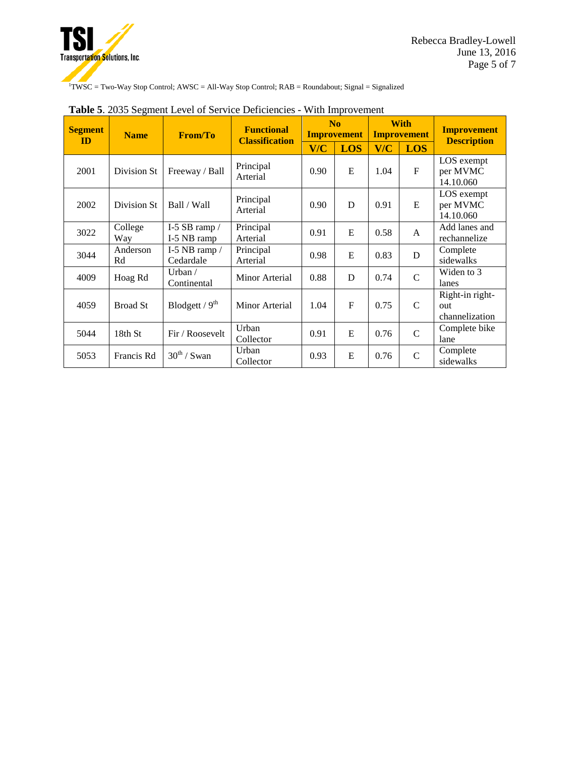[1]TWSC = Two-Way Stop Control; AWSC = All-Way Stop Control; RAB = Roundabout; Signal = Signalized

**Table 5**. 2035 Segment Level of Service Deficiencies - With Improvement

| Segment ID | Name | From/To | Functional Classification | No Improvement | | With Improvement | | Improvement Description |
|---|---|---|---|---|---|---|---|---|
| | | | | V/C | LOS | V/C | LOS | |
| 2001 | Division St | Freeway / Ball | Principal Arterial | 0.90 | E | 1.04 | F | LOS exempt per MVMC 14.10.060 |
| 2002 | Division St | Ball / Wall | Principal Arterial | 0.90 | D | 0.91 | E | LOS exempt per MVMC 14.10.060 |
| 3022 | College Way | I-5 SB ramp / I-5 NB ramp | Principal Arterial | 0.91 | E | 0.58 | A | Add lanes and rechannelize |
| 3044 | Anderson Rd | I-5 NB ramp / Cedardale | Principal Arterial | 0.98 | E | 0.83 | D | Complete sidewalks |
| 4009 | Hoag Rd | Urban / Continental | Minor Arterial | 0.88 | D | 0.74 | C | Widen to 3 lanes |
| 4059 | Broad St | Blodgett / 9th | Minor Arterial | 1.04 | F | 0.75 | C | Right-in right-out channelization |
| 5044 | 18th St | Fir / Roosevelt | Urban Collector | 0.91 | E | 0.76 | C | Complete bike lane |
| 5053 | Francis Rd | 30th / Swan | Urban Collector | 0.93 | E | 0.76 | C | Complete sidewalks |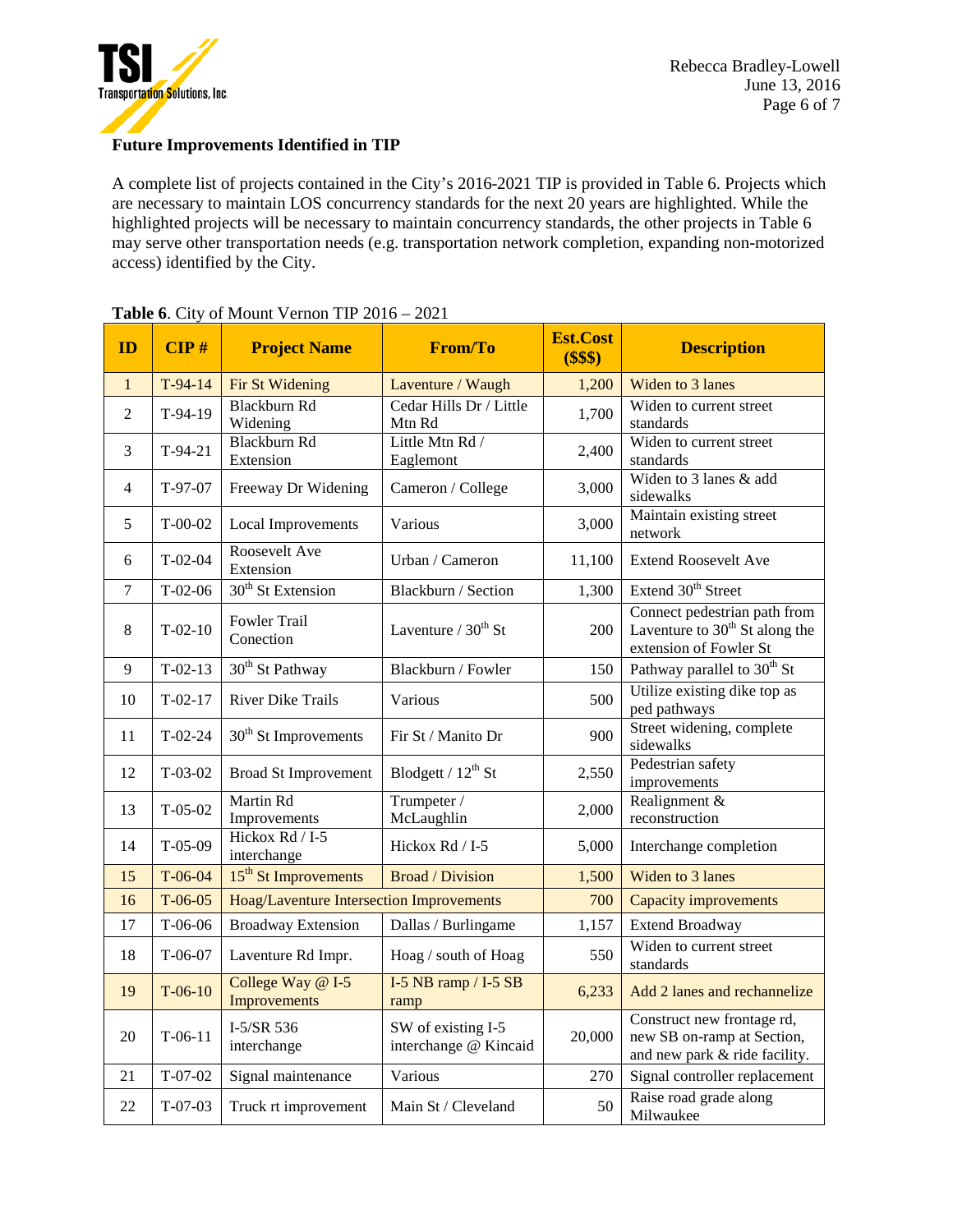### Future Improvements Identified in TIP

A complete list of projects contained in the City's 2016-2021 TIP is provided in Table 6. Projects which are necessary to maintain LOS concurrency standards for the next 20 years are highlighted. While the highlighted projects will be necessary to maintain concurrency standards, the other projects in Table 6 may serve other transportation needs (e.g. transportation network completion, expanding non-motorized access) identified by the City.

**Table 6**. City of Mount Vernon TIP 2016 – 2021

| ID | CIP # | Project Name | From/To | Est.Cost ($$$) | Description |
|---|---|---|---|---|---|
| 1 | T-94-14 | Fir St Widening | Laventure / Waugh | 1,200 | Widen to 3 lanes |
| 2 | T-94-19 | Blackburn Rd Widening | Cedar Hills Dr / Little Mtn Rd | 1,700 | Widen to current street standards |
| 3 | T-94-21 | Blackburn Rd Extension | Little Mtn Rd / Eaglemont | 2,400 | Widen to current street standards |
| 4 | T-97-07 | Freeway Dr Widening | Cameron / College | 3,000 | Widen to 3 lanes & add sidewalks |
| 5 | T-00-02 | Local Improvements | Various | 3,000 | Maintain existing street network |
| 6 | T-02-04 | Roosevelt Ave Extension | Urban / Cameron | 11,100 | Extend Roosevelt Ave |
| 7 | T-02-06 | 30th St Extension | Blackburn / Section | 1,300 | Extend 30th Street |
| 8 | T-02-10 | Fowler Trail Conection | Laventure / 30th St | 200 | Connect pedestrian path from Laventure to 30th St along the extension of Fowler St |
| 9 | T-02-13 | 30th St Pathway | Blackburn / Fowler | 150 | Pathway parallel to 30th St |
| 10 | T-02-17 | River Dike Trails | Various | 500 | Utilize existing dike top as ped pathways |
| 11 | T-02-24 | 30th St Improvements | Fir St / Manito Dr | 900 | Street widening, complete sidewalks |
| 12 | T-03-02 | Broad St Improvement | Blodgett / 12th St | 2,550 | Pedestrian safety improvements |
| 13 | T-05-02 | Martin Rd Improvements | Trumpeter / McLaughlin | 2,000 | Realignment & reconstruction |
| 14 | T-05-09 | Hickox Rd / I-5 interchange | Hickox Rd / I-5 | 5,000 | Interchange completion |
| 15 | T-06-04 | 15th St Improvements | Broad / Division | 1,500 | Widen to 3 lanes |
| 16 | T-06-05 | Hoag/Laventure Intersection Improvements | | 700 | Capacity improvements |
| 17 | T-06-06 | Broadway Extension | Dallas / Burlingame | 1,157 | Extend Broadway |
| 18 | T-06-07 | Laventure Rd Impr. | Hoag / south of Hoag | 550 | Widen to current street standards |
| 19 | T-06-10 | College Way @ I-5 Improvements | I-5 NB ramp / I-5 SB ramp | 6,233 | Add 2 lanes and rechannelize |
| 20 | T-06-11 | I-5/SR 536 interchange | SW of existing I-5 interchange @ Kincaid | 20,000 | Construct new frontage rd, new SB on-ramp at Section, and new park & ride facility. |
| 21 | T-07-02 | Signal maintenance | Various | 270 | Signal controller replacement |
| 22 | T-07-03 | Truck rt improvement | Main St / Cleveland | 50 | Raise road grade along Milwaukee |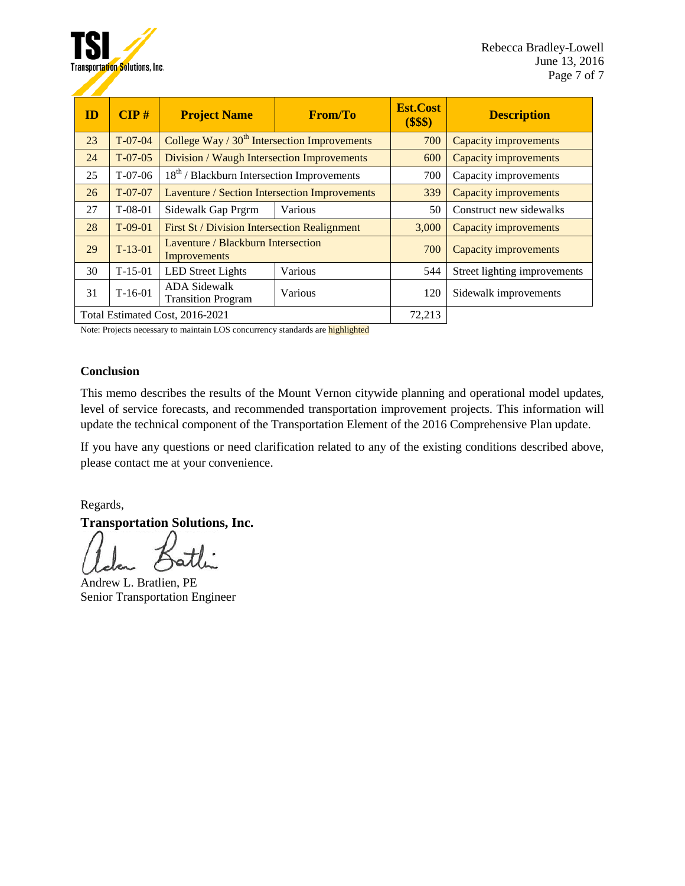| ID | CIP # | Project Name | From/To | Est.Cost ($$$) | Description |
|---|---|---|---|---|---|
| 23 | T-07-04 | College Way / 30th Intersection Improvements | | 700 | Capacity improvements |
| 24 | T-07-05 | Division / Waugh Intersection Improvements | | 600 | Capacity improvements |
| 25 | T-07-06 | 18th / Blackburn Intersection Improvements | | 700 | Capacity improvements |
| 26 | T-07-07 | Laventure / Section Intersection Improvements | | 339 | Capacity improvements |
| 27 | T-08-01 | Sidewalk Gap Prgrm | Various | 50 | Construct new sidewalks |
| 28 | T-09-01 | First St / Division Intersection Realignment | | 3,000 | Capacity improvements |
| 29 | T-13-01 | Laventure / Blackburn Intersection Improvements | | 700 | Capacity improvements |
| 30 | T-15-01 | LED Street Lights | Various | 544 | Street lighting improvements |
| 31 | T-16-01 | ADA Sidewalk Transition Program | Various | 120 | Sidewalk improvements |
| Total Estimated Cost, 2016-2021 | | | | 72,213 | |

Note: Projects necessary to maintain LOS concurrency standards are highlighted

**Conclusion**

This memo describes the results of the Mount Vernon citywide planning and operational model updates, level of service forecasts, and recommended transportation improvement projects. This information will update the technical component of the Transportation Element of the 2016 Comprehensive Plan update.

If you have any questions or need clarification related to any of the existing conditions described above, please contact me at your convenience.

Regards,

**Transportation Solutions, Inc.**

Andrew L. Bratlien, PE
Senior Transportation Engineer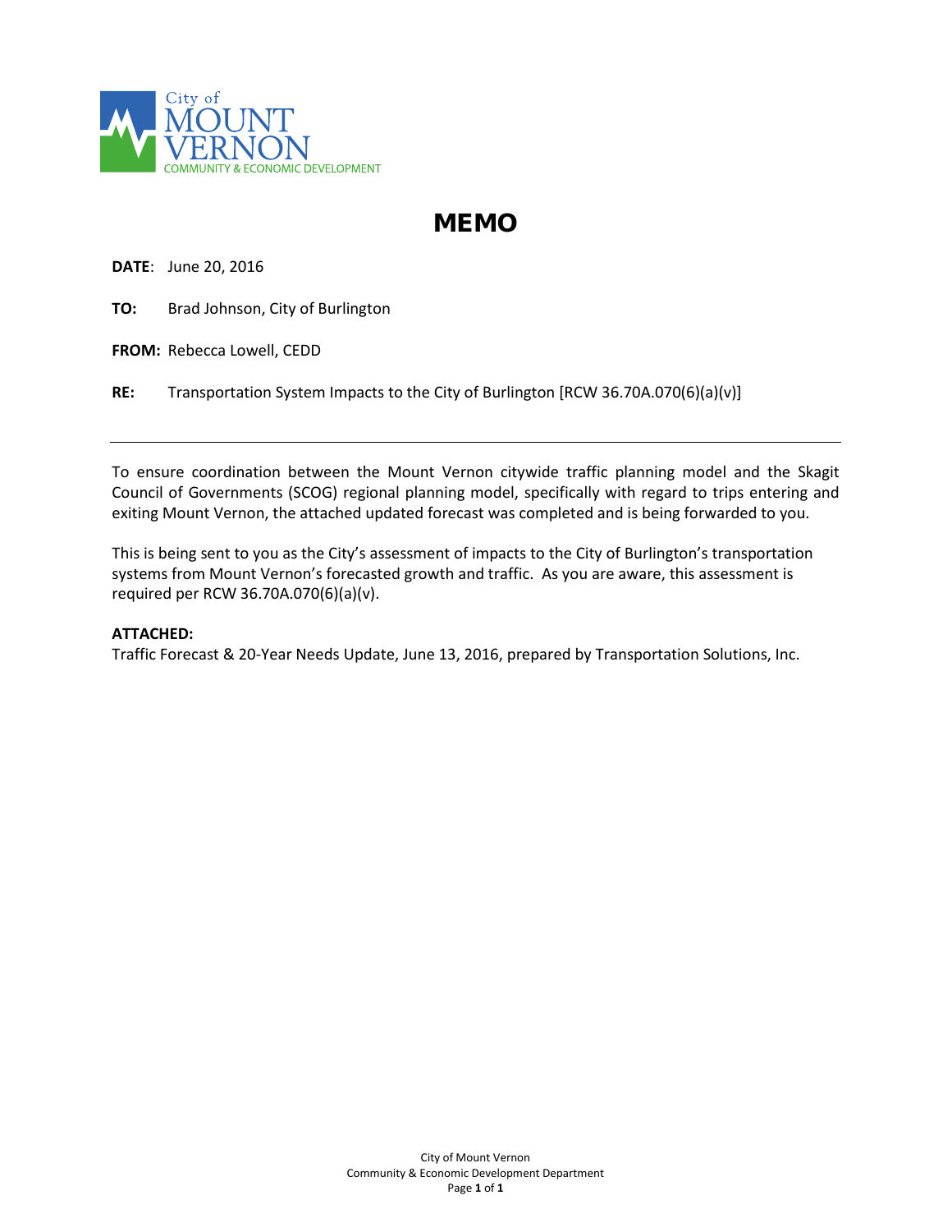City of
MOUNT
VERNON
COMMUNITY & ECONOMIC DEVELOPMENT

# MEMO

**DATE**: June 20, 2016

**TO:** Brad Johnson, City of Burlington

**FROM:** Rebecca Lowell, CEDD

**RE:** Transportation System Impacts to the City of Burlington [RCW 36.70A.070(6)(a)(v)]

---

To ensure coordination between the Mount Vernon citywide traffic planning model and the Skagit Council of Governments (SCOG) regional planning model, specifically with regard to trips entering and exiting Mount Vernon, the attached updated forecast was completed and is being forwarded to you.

This is being sent to you as the City's assessment of impacts to the City of Burlington's transportation systems from Mount Vernon's forecasted growth and traffic. As you are aware, this assessment is required per RCW 36.70A.070(6)(a)(v).

**ATTACHED:**
Traffic Forecast & 20-Year Needs Update, June 13, 2016, prepared by Transportation Solutions, Inc.